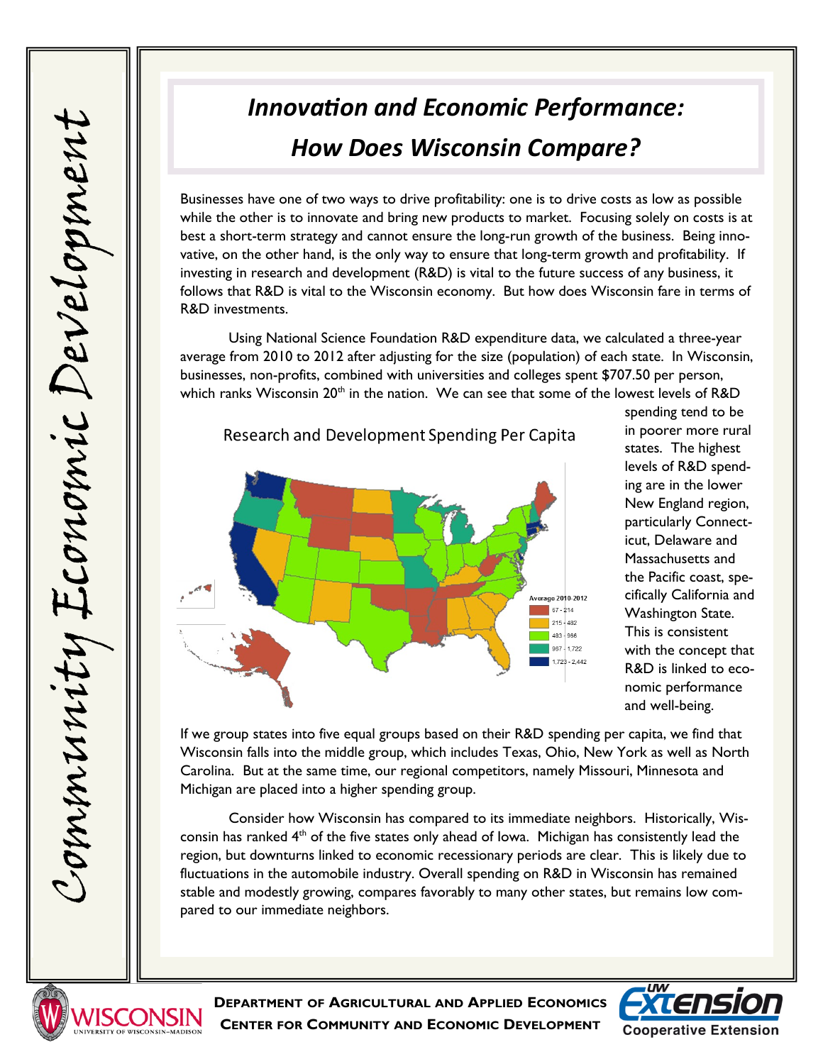# *Innovation and Economic Performance: How Does Wisconsin Compare?*

Businesses have one of two ways to drive profitability: one is to drive costs as low as possible while the other is to innovate and bring new products to market. Focusing solely on costs is at best a short-term strategy and cannot ensure the long-run growth of the business. Being innovative, on the other hand, is the only way to ensure that long-term growth and profitability. If investing in research and development (R&D) is vital to the future success of any business, it follows that R&D is vital to the Wisconsin economy. But how does Wisconsin fare in terms of R&D investments.

Using National Science Foundation R&D expenditure data, we calculated a three-year average from 2010 to 2012 after adjusting for the size (population) of each state. In Wisconsin, businesses, non-profits, combined with universities and colleges spent $707.50 per person, which ranks Wisconsin 20th in the nation. We can see that some of the lowest levels of R&D spending tend to be in poorer more rural states. The highest levels of R&D spending are in the lower New England region, particularly Connecticut, Delaware and Massachusetts and the Pacific coast, specifically California and Washington State. This is consistent with the concept that R&D is linked to economic performance and well-being.

Research and Development Spending Per Capita

Average 2010-2012
- 67 - 214
- 215 - 482
- 483 - 966
- 967 - 1,722
- 1,723 - 2,442

If we group states into five equal groups based on their R&D spending per capita, we find that Wisconsin falls into the middle group, which includes Texas, Ohio, New York as well as North Carolina. But at the same time, our regional competitors, namely Missouri, Minnesota and Michigan are placed into a higher spending group.

Consider how Wisconsin has compared to its immediate neighbors. Historically, Wisconsin has ranked 4th of the five states only ahead of Iowa. Michigan has consistently lead the region, but downturns linked to economic recessionary periods are clear. This is likely due to fluctuations in the automobile industry. Overall spending on R&D in Wisconsin has remained stable and modestly growing, compares favorably to many other states, but remains low compared to our immediate neighbors.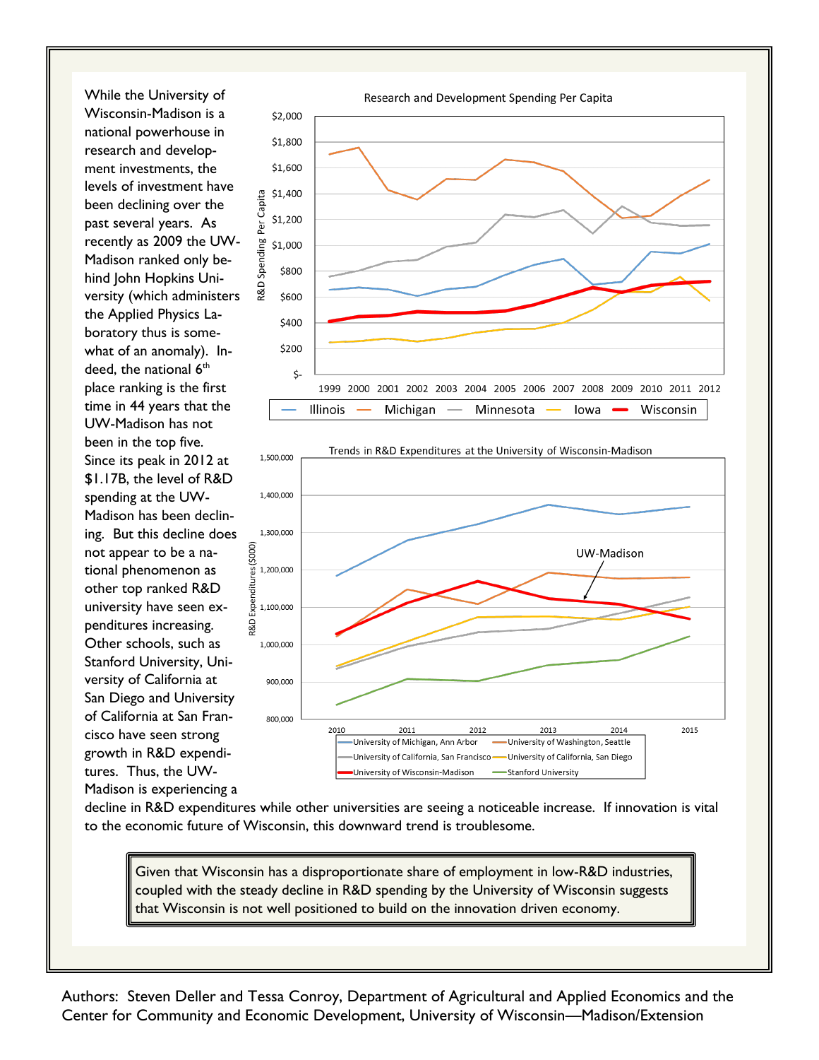While the University of Wisconsin-Madison is a national powerhouse in research and development investments, the levels of investment have been declining over the past several years. As recently as 2009 the UW-Madison ranked only behind John Hopkins University (which administers the Applied Physics Laboratory thus is somewhat of an anomaly). Indeed, the national 6th place ranking is the first time in 44 years that the UW-Madison has not been in the top five. Since its peak in 2012 at $1.17B, the level of R&D spending at the UW-Madison has been declining. But this decline does not appear to be a national phenomenon as other top ranked R&D university have seen expenditures increasing. Other schools, such as Stanford University, University of California at San Diego and University of California at San Francisco have seen strong growth in R&D expenditures. Thus, the UW-Madison is experiencing a decline in R&D expenditures while other universities are seeing a noticeable increase. If innovation is vital to the economic future of Wisconsin, this downward trend is troublesome.

Research and Development Spending Per Capita

R&D Spending Per Capita

$2,000
$1,800
$1,600
$1,400
$1,200
$1,000
$800
$600
$400
$200
$-

1999 2000 2001 2002 2003 2004 2005 2006 2007 2008 2009 2010 2011 2012

Illinois, Michigan, Minnesota, Iowa, Wisconsin

Trends in R&D Expenditures at the University of Wisconsin-Madison

R&D Expenditures ($000)

1,500,000
1,400,000
1,300,000
1,200,000
1,100,000
1,000,000
900,000
800,000

2010 2011 2012 2013 2014 2015

UW-Madison

University of Michigan, Ann Arbor
University of Washington, Seattle
University of California, San Francisco
University of California, San Diego
University of Wisconsin-Madison
Stanford University

> Given that Wisconsin has a disproportionate share of employment in low-R&D industries, coupled with the steady decline in R&D spending by the University of Wisconsin suggests that Wisconsin is not well positioned to build on the innovation driven economy.

Authors: Steven Deller and Tessa Conroy, Department of Agricultural and Applied Economics and the Center for Community and Economic Development, University of Wisconsin—Madison/Extension